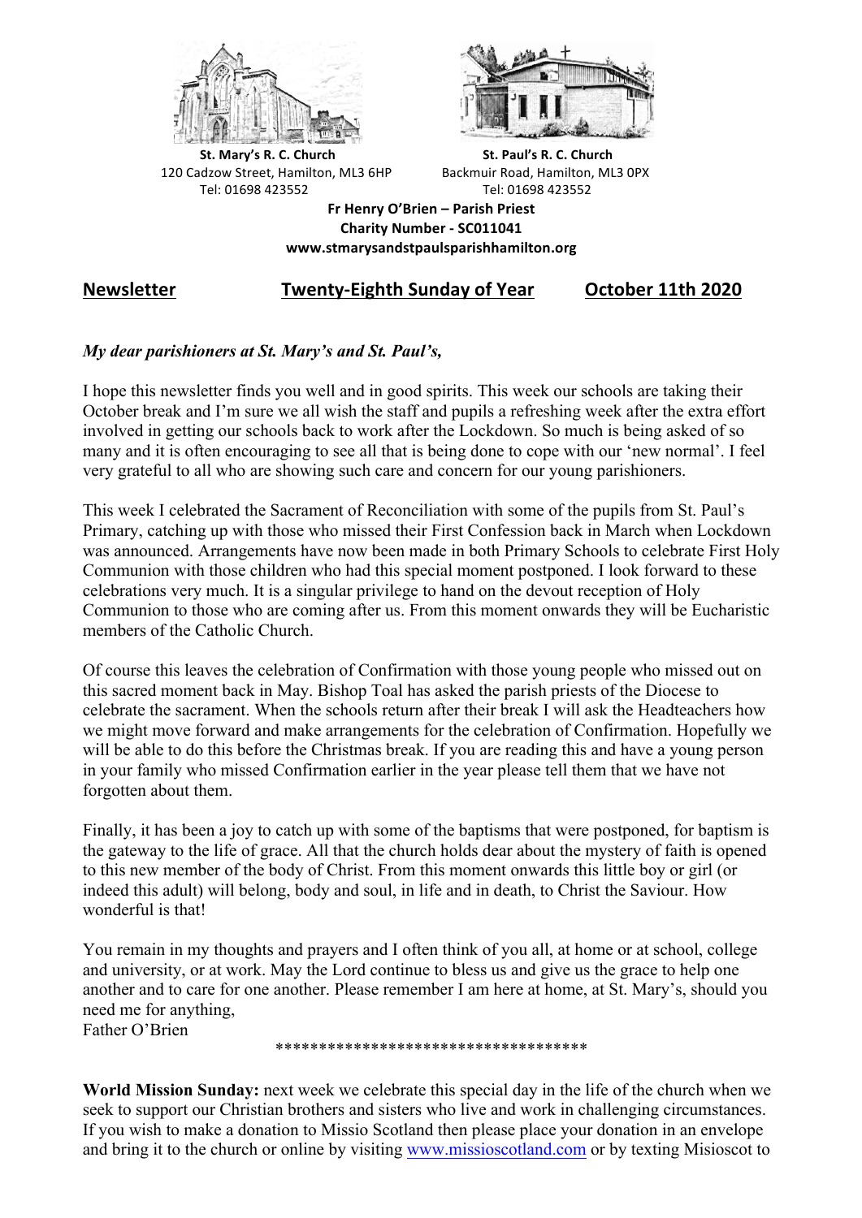**St. Mary's R. C. Church**
120 Cadzow Street, Hamilton, ML3 6HP
Tel: 01698 423552

**St. Paul's R. C. Church**
Backmuir Road, Hamilton, ML3 0PX
Tel: 01698 423552

**Fr Henry O'Brien – Parish Priest**
**Charity Number - SC011041**
**www.stmarysandstpaulsparishhamilton.org**

## Newsletter — Twenty-Eighth Sunday of Year — October 11th 2020

***My dear parishioners at St. Mary's and St. Paul's,***

I hope this newsletter finds you well and in good spirits. This week our schools are taking their October break and I'm sure we all wish the staff and pupils a refreshing week after the extra effort involved in getting our schools back to work after the Lockdown. So much is being asked of so many and it is often encouraging to see all that is being done to cope with our 'new normal'. I feel very grateful to all who are showing such care and concern for our young parishioners.

This week I celebrated the Sacrament of Reconciliation with some of the pupils from St. Paul's Primary, catching up with those who missed their First Confession back in March when Lockdown was announced. Arrangements have now been made in both Primary Schools to celebrate First Holy Communion with those children who had this special moment postponed. I look forward to these celebrations very much. It is a singular privilege to hand on the devout reception of Holy Communion to those who are coming after us. From this moment onwards they will be Eucharistic members of the Catholic Church.

Of course this leaves the celebration of Confirmation with those young people who missed out on this sacred moment back in May. Bishop Toal has asked the parish priests of the Diocese to celebrate the sacrament. When the schools return after their break I will ask the Headteachers how we might move forward and make arrangements for the celebration of Confirmation. Hopefully we will be able to do this before the Christmas break. If you are reading this and have a young person in your family who missed Confirmation earlier in the year please tell them that we have not forgotten about them.

Finally, it has been a joy to catch up with some of the baptisms that were postponed, for baptism is the gateway to the life of grace. All that the church holds dear about the mystery of faith is opened to this new member of the body of Christ. From this moment onwards this little boy or girl (or indeed this adult) will belong, body and soul, in life and in death, to Christ the Saviour. How wonderful is that!

You remain in my thoughts and prayers and I often think of you all, at home or at school, college and university, or at work. May the Lord continue to bless us and give us the grace to help one another and to care for one another. Please remember I am here at home, at St. Mary's, should you need me for anything,
Father O'Brien

***********************************

**World Mission Sunday:** next week we celebrate this special day in the life of the church when we seek to support our Christian brothers and sisters who live and work in challenging circumstances. If you wish to make a donation to Missio Scotland then please place your donation in an envelope and bring it to the church or online by visiting www.missioscotland.com or by texting Misioscot to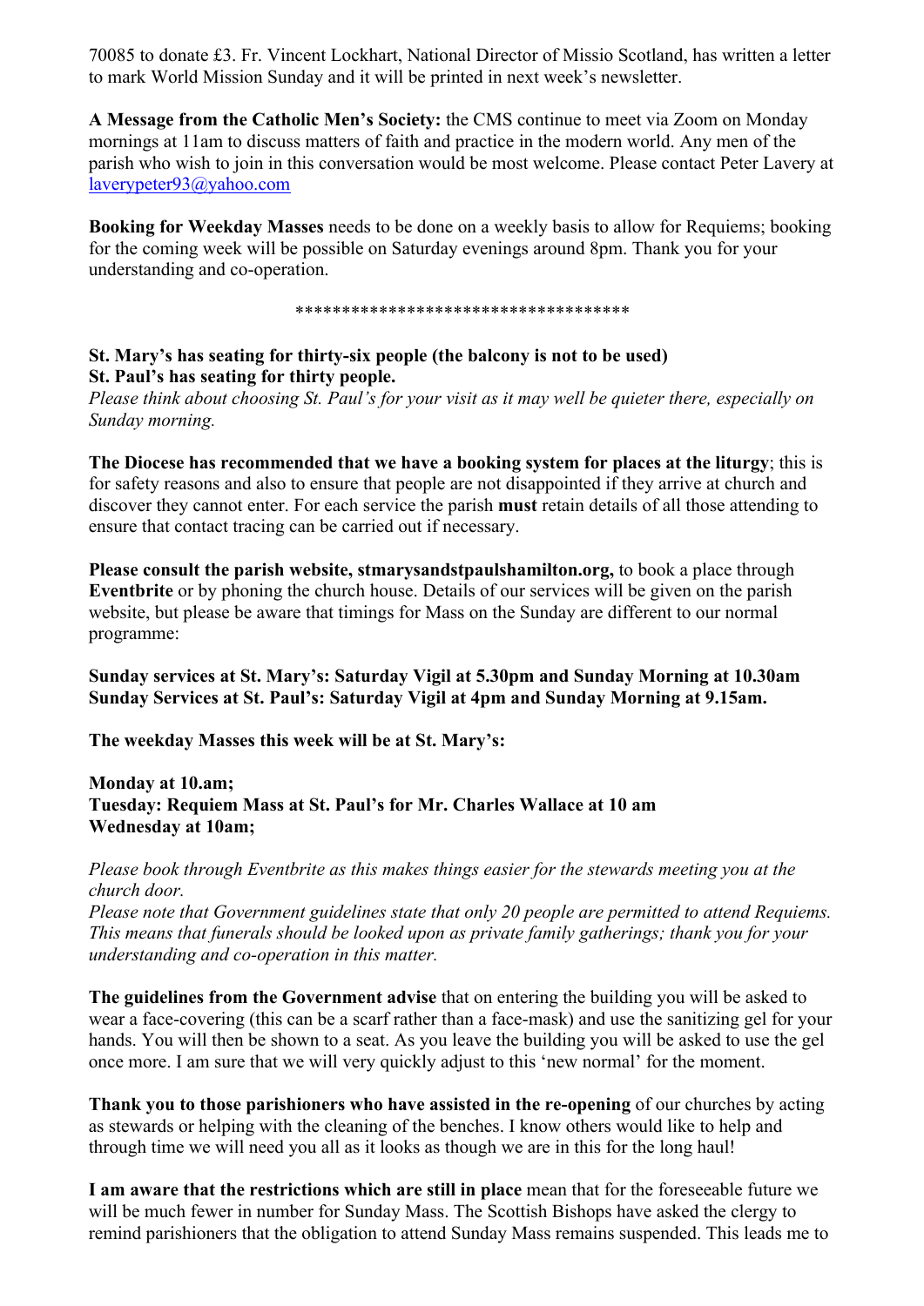70085 to donate £3. Fr. Vincent Lockhart, National Director of Missio Scotland, has written a letter to mark World Mission Sunday and it will be printed in next week's newsletter.

**A Message from the Catholic Men's Society:** the CMS continue to meet via Zoom on Monday mornings at 11am to discuss matters of faith and practice in the modern world. Any men of the parish who wish to join in this conversation would be most welcome. Please contact Peter Lavery at laverypeter93@yahoo.com

**Booking for Weekday Masses** needs to be done on a weekly basis to allow for Requiems; booking for the coming week will be possible on Saturday evenings around 8pm. Thank you for your understanding and co-operation.

************************************

**St. Mary's has seating for thirty-six people (the balcony is not to be used)**
**St. Paul's has seating for thirty people.**
*Please think about choosing St. Paul's for your visit as it may well be quieter there, especially on Sunday morning.*

**The Diocese has recommended that we have a booking system for places at the liturgy**; this is for safety reasons and also to ensure that people are not disappointed if they arrive at church and discover they cannot enter. For each service the parish **must** retain details of all those attending to ensure that contact tracing can be carried out if necessary.

**Please consult the parish website, stmarysandstpaulshamilton.org,** to book a place through **Eventbrite** or by phoning the church house. Details of our services will be given on the parish website, but please be aware that timings for Mass on the Sunday are different to our normal programme:

**Sunday services at St. Mary's: Saturday Vigil at 5.30pm and Sunday Morning at 10.30am**
**Sunday Services at St. Paul's: Saturday Vigil at 4pm and Sunday Morning at 9.15am.**

**The weekday Masses this week will be at St. Mary's:**

**Monday at 10.am;**
**Tuesday: Requiem Mass at St. Paul's for Mr. Charles Wallace at 10 am**
**Wednesday at 10am;**

*Please book through Eventbrite as this makes things easier for the stewards meeting you at the church door.*
*Please note that Government guidelines state that only 20 people are permitted to attend Requiems. This means that funerals should be looked upon as private family gatherings; thank you for your understanding and co-operation in this matter.*

**The guidelines from the Government advise** that on entering the building you will be asked to wear a face-covering (this can be a scarf rather than a face-mask) and use the sanitizing gel for your hands. You will then be shown to a seat. As you leave the building you will be asked to use the gel once more. I am sure that we will very quickly adjust to this 'new normal' for the moment.

**Thank you to those parishioners who have assisted in the re-opening** of our churches by acting as stewards or helping with the cleaning of the benches. I know others would like to help and through time we will need you all as it looks as though we are in this for the long haul!

**I am aware that the restrictions which are still in place** mean that for the foreseeable future we will be much fewer in number for Sunday Mass. The Scottish Bishops have asked the clergy to remind parishioners that the obligation to attend Sunday Mass remains suspended. This leads me to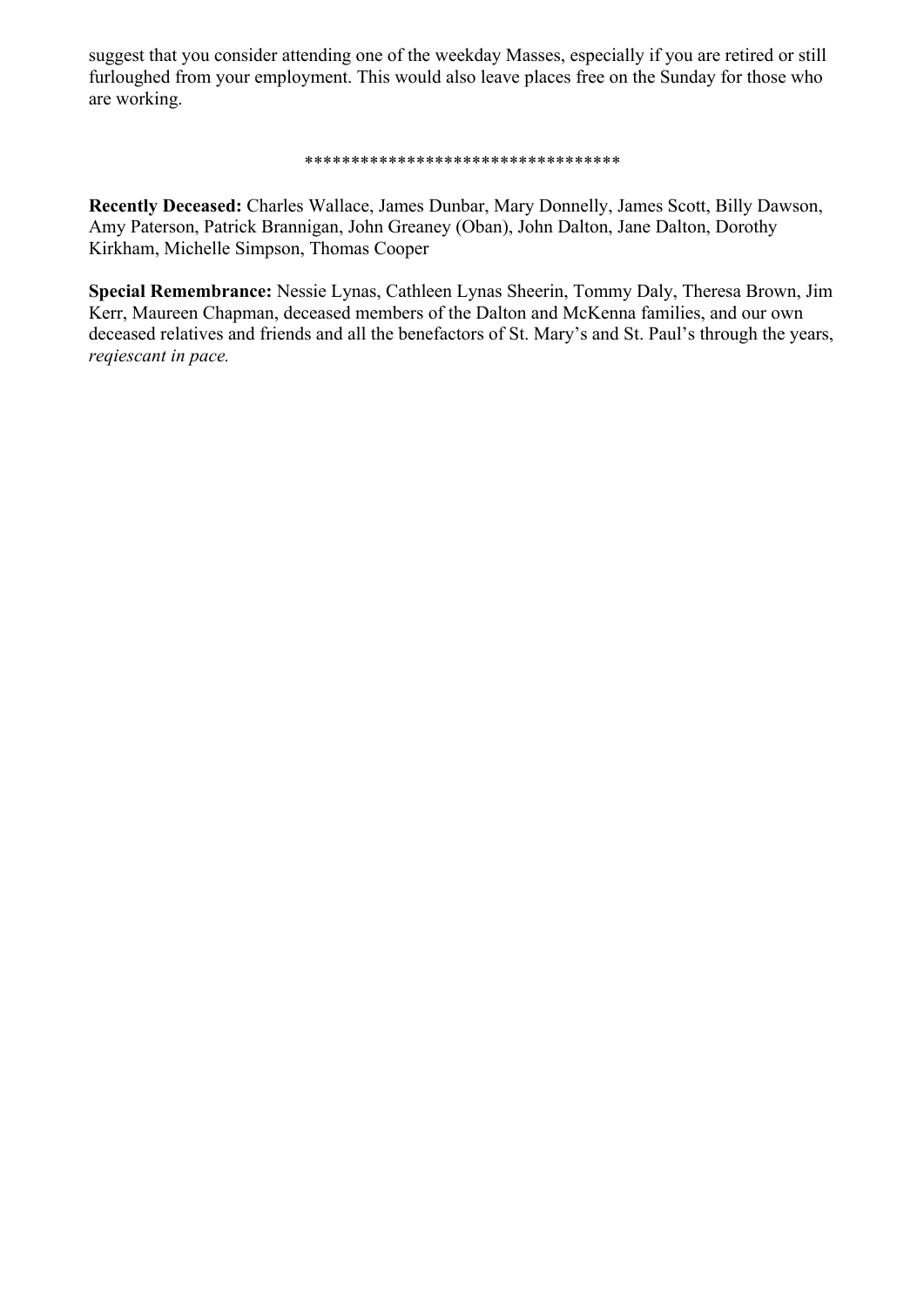suggest that you consider attending one of the weekday Masses, especially if you are retired or still furloughed from your employment. This would also leave places free on the Sunday for those who are working.

**********************************

**Recently Deceased:** Charles Wallace, James Dunbar, Mary Donnelly, James Scott, Billy Dawson, Amy Paterson, Patrick Brannigan, John Greaney (Oban), John Dalton, Jane Dalton, Dorothy Kirkham, Michelle Simpson, Thomas Cooper

**Special Remembrance:** Nessie Lynas, Cathleen Lynas Sheerin, Tommy Daly, Theresa Brown, Jim Kerr, Maureen Chapman, deceased members of the Dalton and McKenna families, and our own deceased relatives and friends and all the benefactors of St. Mary's and St. Paul's through the years, *reqiescant in pace.*